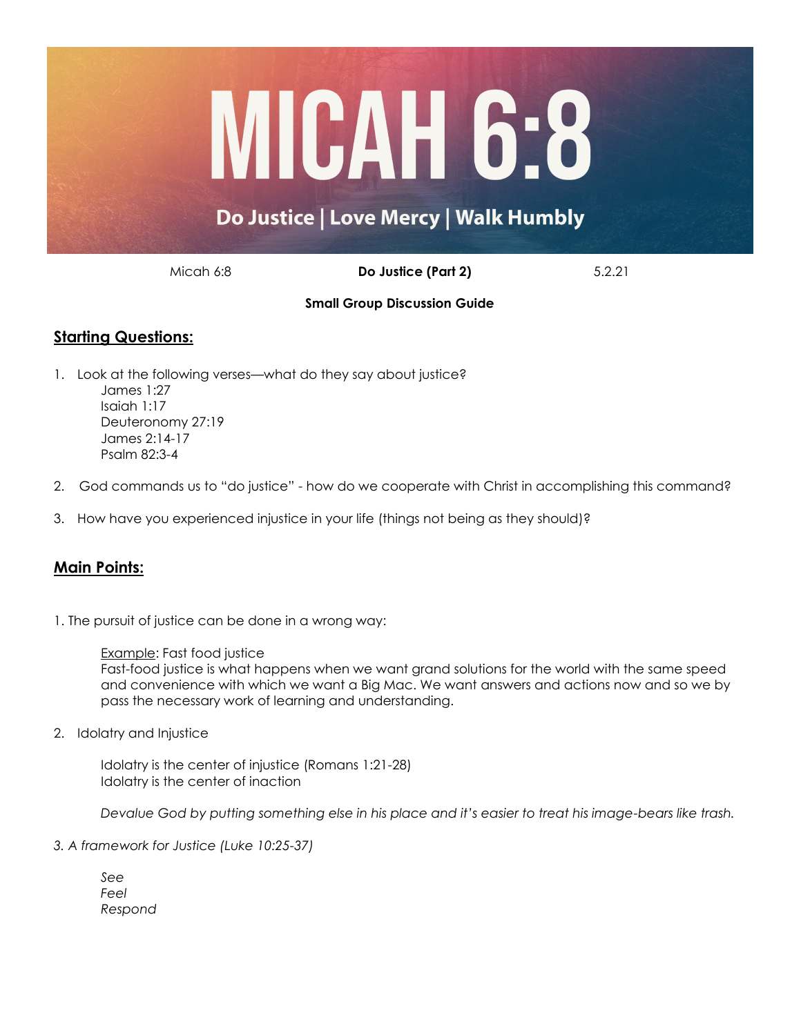# MICAH 6:8

## Do Justice | Love Mercy | Walk Humbly

Micah 6:8 **Do Justice (Part 2)** 5.2.21

**Small Group Discussion Guide**

## Starting Questions:

1. Look at the following verses—what do they say about justice?
   - James 1:27
   - Isaiah 1:17
   - Deuteronomy 27:19
   - James 2:14-17
   - Psalm 82:3-4

2. God commands us to "do justice" - how do we cooperate with Christ in accomplishing this command?

3. How have you experienced injustice in your life (things not being as they should)?

## Main Points:

1. The pursuit of justice can be done in a wrong way:

   Example: Fast food justice
   Fast-food justice is what happens when we want grand solutions for the world with the same speed and convenience with which we want a Big Mac. We want answers and actions now and so we by pass the necessary work of learning and understanding.

2. Idolatry and Injustice

   Idolatry is the center of injustice (Romans 1:21-28)
   Idolatry is the center of inaction

   *Devalue God by putting something else in his place and it's easier to treat his image-bears like trash.*

3. *A framework for Justice (Luke 10:25-37)*

   *See*
   *Feel*
   *Respond*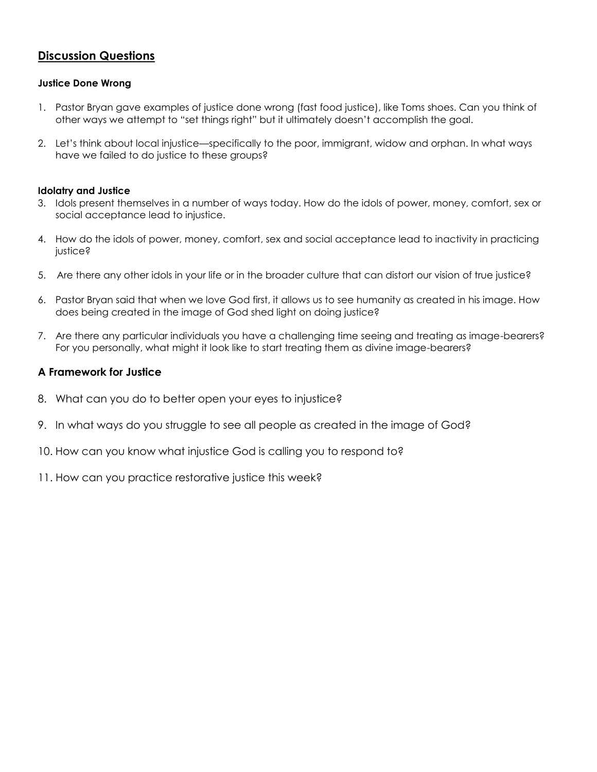## Discussion Questions

#### Justice Done Wrong

1. Pastor Bryan gave examples of justice done wrong (fast food justice), like Toms shoes. Can you think of other ways we attempt to "set things right" but it ultimately doesn't accomplish the goal.

2. Let's think about local injustice—specifically to the poor, immigrant, widow and orphan. In what ways have we failed to do justice to these groups?

#### Idolatry and Justice

3. Idols present themselves in a number of ways today. How do the idols of power, money, comfort, sex or social acceptance lead to injustice.

4. How do the idols of power, money, comfort, sex and social acceptance lead to inactivity in practicing justice?

5. Are there any other idols in your life or in the broader culture that can distort our vision of true justice?

6. Pastor Bryan said that when we love God first, it allows us to see humanity as created in his image. How does being created in the image of God shed light on doing justice?

7. Are there any particular individuals you have a challenging time seeing and treating as image-bearers? For you personally, what might it look like to start treating them as divine image-bearers?

### A Framework for Justice

8. What can you do to better open your eyes to injustice?

9. In what ways do you struggle to see all people as created in the image of God?

10. How can you know what injustice God is calling you to respond to?

11. How can you practice restorative justice this week?